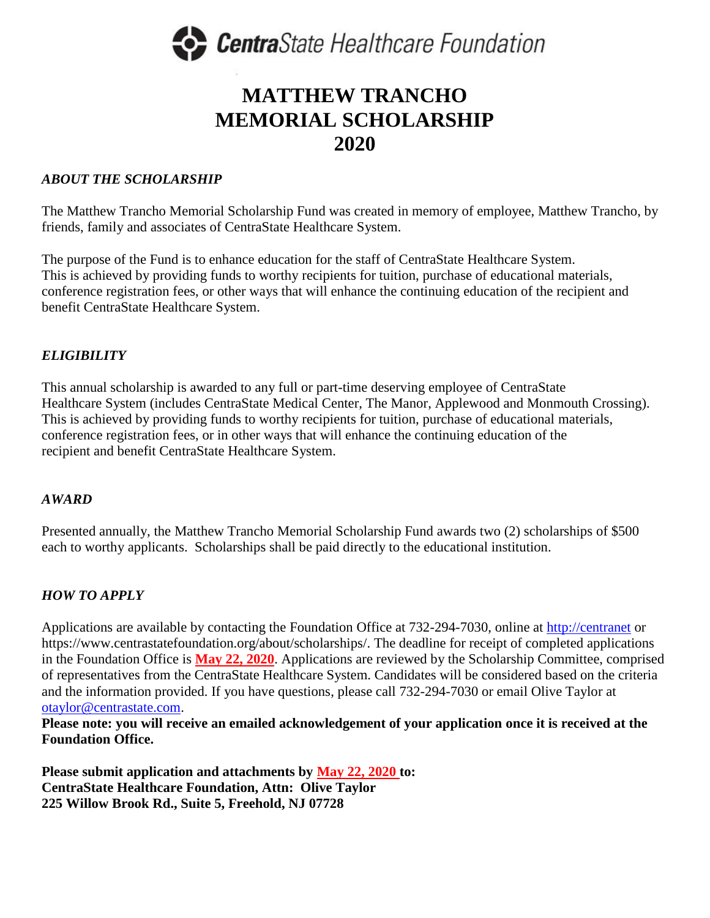**CentraState Healthcare Foundation**

# MATTHEW TRANCHO MEMORIAL SCHOLARSHIP 2020

### *ABOUT THE SCHOLARSHIP*

The Matthew Trancho Memorial Scholarship Fund was created in memory of employee, Matthew Trancho, by friends, family and associates of CentraState Healthcare System.

The purpose of the Fund is to enhance education for the staff of CentraState Healthcare System. This is achieved by providing funds to worthy recipients for tuition, purchase of educational materials, conference registration fees, or other ways that will enhance the continuing education of the recipient and benefit CentraState Healthcare System.

### *ELIGIBILITY*

This annual scholarship is awarded to any full or part-time deserving employee of CentraState Healthcare System (includes CentraState Medical Center, The Manor, Applewood and Monmouth Crossing). This is achieved by providing funds to worthy recipients for tuition, purchase of educational materials, conference registration fees, or in other ways that will enhance the continuing education of the recipient and benefit CentraState Healthcare System.

### *AWARD*

Presented annually, the Matthew Trancho Memorial Scholarship Fund awards two (2) scholarships of $500 each to worthy applicants. Scholarships shall be paid directly to the educational institution.

### *HOW TO APPLY*

Applications are available by contacting the Foundation Office at 732-294-7030, online at http://centranet or https://www.centrastatefoundation.org/about/scholarships/. The deadline for receipt of completed applications in the Foundation Office is **May 22, 2020**. Applications are reviewed by the Scholarship Committee, comprised of representatives from the CentraState Healthcare System. Candidates will be considered based on the criteria and the information provided. If you have questions, please call 732-294-7030 or email Olive Taylor at otaylor@centrastate.com.

**Please note: you will receive an emailed acknowledgement of your application once it is received at the Foundation Office.**

**Please submit application and attachments by May 22, 2020 to:**
**CentraState Healthcare Foundation, Attn: Olive Taylor**
**225 Willow Brook Rd., Suite 5, Freehold, NJ 07728**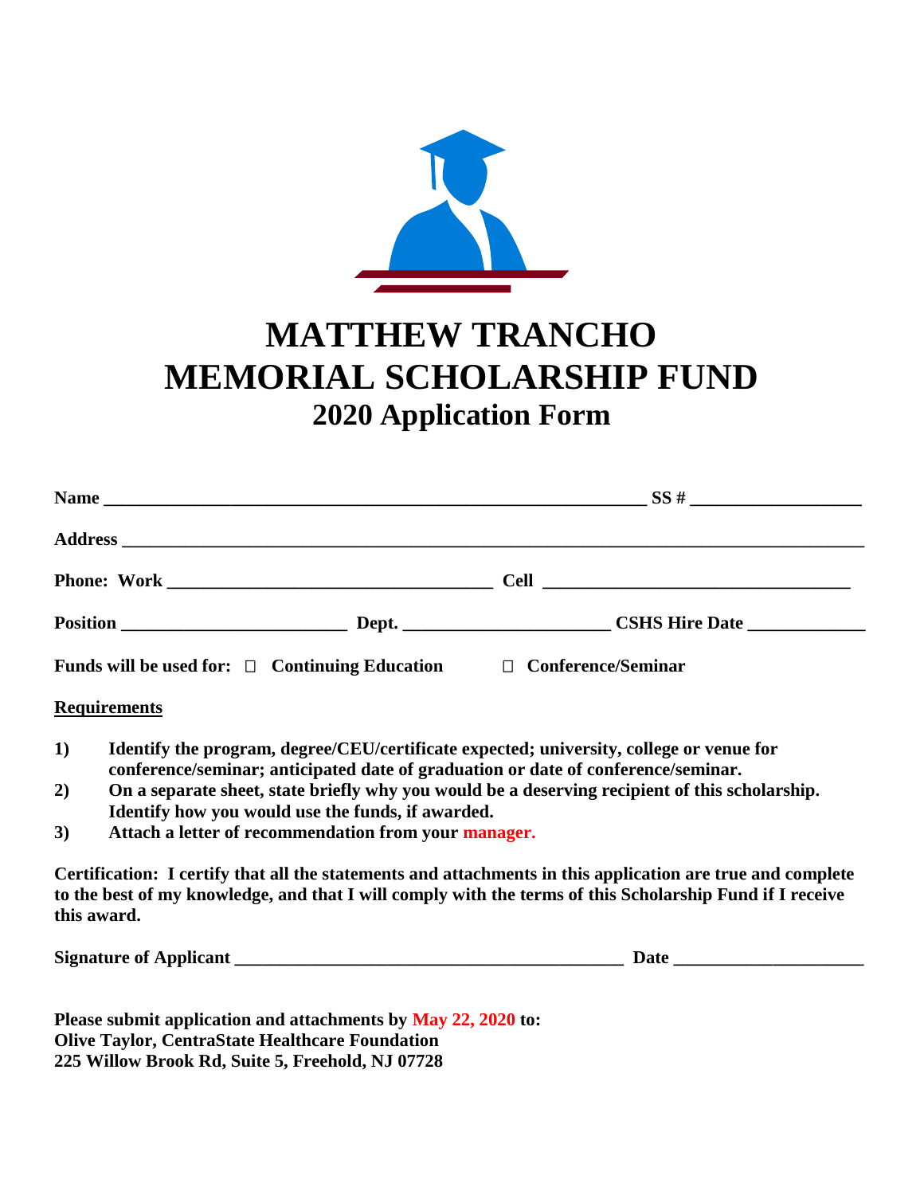# MATTHEW TRANCHO
# MEMORIAL SCHOLARSHIP FUND
## 2020 Application Form

**Name** ______________________________________________________________ **SS #** ___________________

**Address** ____________________________________________________________________________________

**Phone: Work** _____________________________________ **Cell** __________________________________

**Position** _________________________ **Dept.** _______________________ **CSHS Hire Date** _____________

**Funds will be used for:** ☐ **Continuing Education** ☐ **Conference/Seminar**

**Requirements**

1) **Identify the program, degree/CEU/certificate expected; university, college or venue for conference/seminar; anticipated date of graduation or date of conference/seminar.**
2) **On a separate sheet, state briefly why you would be a deserving recipient of this scholarship. Identify how you would use the funds, if awarded.**
3) **Attach a letter of recommendation from your manager.**

**Certification: I certify that all the statements and attachments in this application are true and complete to the best of my knowledge, and that I will comply with the terms of this Scholarship Fund if I receive this award.**

**Signature of Applicant** ____________________________________________ **Date** _____________________

**Please submit application and attachments by May 22, 2020 to:**
**Olive Taylor, CentraState Healthcare Foundation**
**225 Willow Brook Rd, Suite 5, Freehold, NJ 07728**